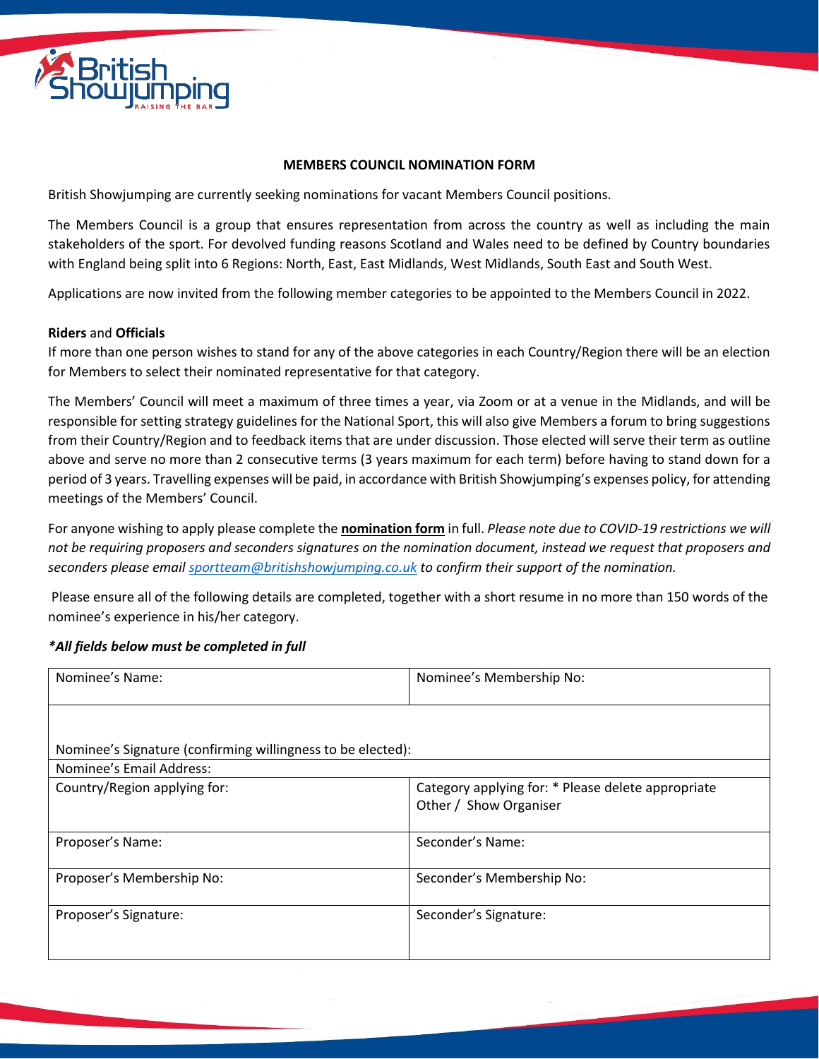# MEMBERS COUNCIL NOMINATION FORM

British Showjumping are currently seeking nominations for vacant Members Council positions.

The Members Council is a group that ensures representation from across the country as well as including the main stakeholders of the sport. For devolved funding reasons Scotland and Wales need to be defined by Country boundaries with England being split into 6 Regions: North, East, East Midlands, West Midlands, South East and South West.

Applications are now invited from the following member categories to be appointed to the Members Council in 2022.

**Riders** and **Officials**

If more than one person wishes to stand for any of the above categories in each Country/Region there will be an election for Members to select their nominated representative for that category.

The Members' Council will meet a maximum of three times a year, via Zoom or at a venue in the Midlands, and will be responsible for setting strategy guidelines for the National Sport, this will also give Members a forum to bring suggestions from their Country/Region and to feedback items that are under discussion. Those elected will serve their term as outline above and serve no more than 2 consecutive terms (3 years maximum for each term) before having to stand down for a period of 3 years. Travelling expenses will be paid, in accordance with British Showjumping's expenses policy, for attending meetings of the Members' Council.

For anyone wishing to apply please complete the **nomination form** in full. *Please note due to COVID-19 restrictions we will not be requiring proposers and seconders signatures on the nomination document, instead we request that proposers and seconders please email sportteam@britishshowjumping.co.uk to confirm their support of the nomination.*

Please ensure all of the following details are completed, together with a short resume in no more than 150 words of the nominee's experience in his/her category.

***All fields below must be completed in full***

| Nominee's Name: | Nominee's Membership No: |
|---|---|
| Nominee's Signature (confirming willingness to be elected): | |
| Nominee's Email Address: | |
| Country/Region applying for: | Category applying for: * Please delete appropriate<br>Other / Show Organiser |
| Proposer's Name: | Seconder's Name: |
| Proposer's Membership No: | Seconder's Membership No: |
| Proposer's Signature: | Seconder's Signature: |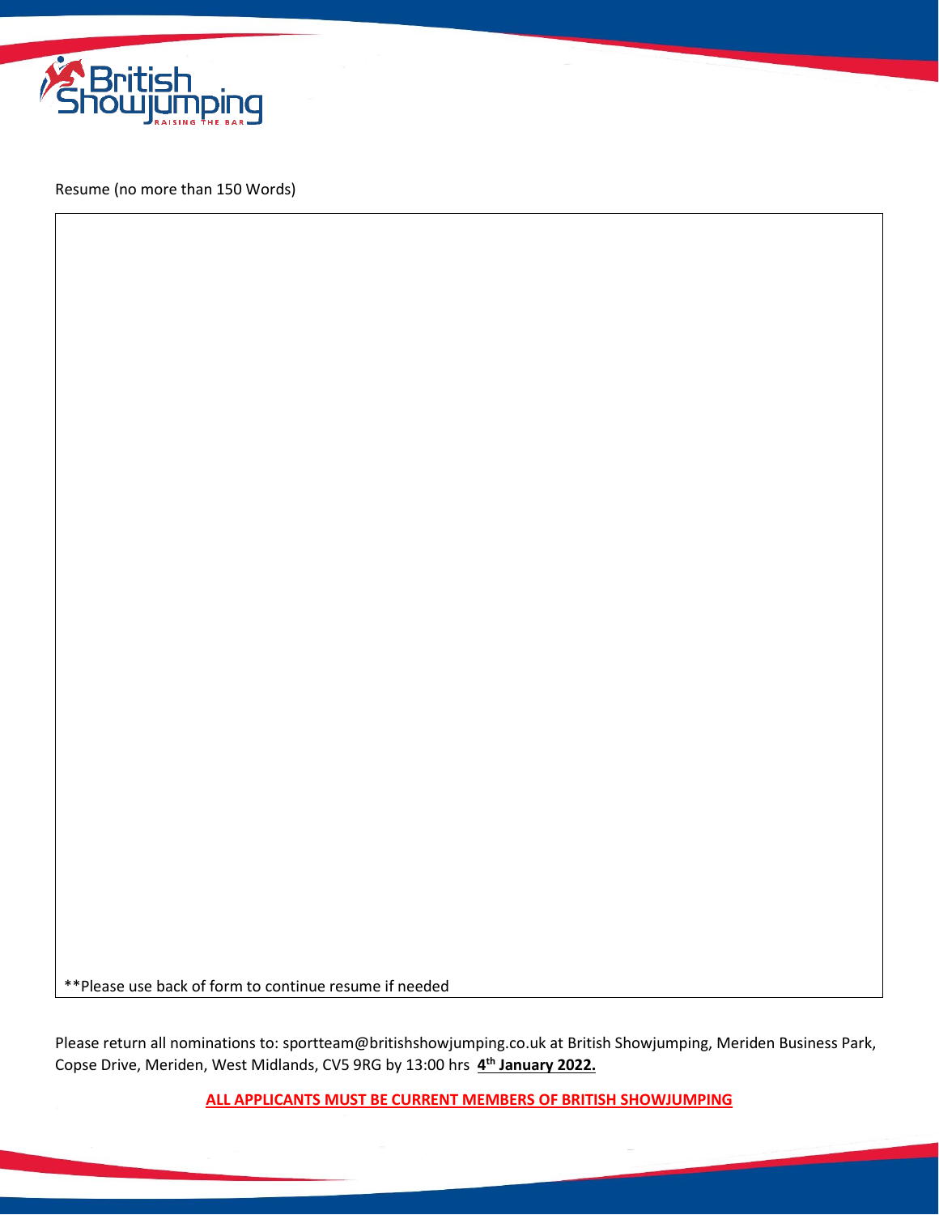Resume (no more than 150 Words)

**Please use back of form to continue resume if needed

Please return all nominations to: sportteam@britishshowjumping.co.uk at British Showjumping, Meriden Business Park, Copse Drive, Meriden, West Midlands, CV5 9RG by 13:00 hrs **4th January 2022.**

**ALL APPLICANTS MUST BE CURRENT MEMBERS OF BRITISH SHOWJUMPING**